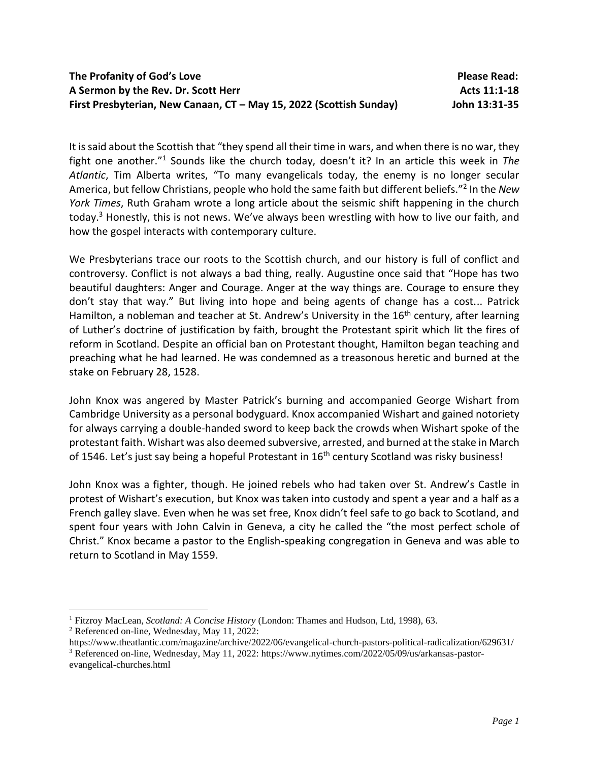**The Profanity of God's Love**
**A Sermon by the Rev. Dr. Scott Herr**
**First Presbyterian, New Canaan, CT – May 15, 2022 (Scottish Sunday)**

**Please Read:**
**Acts 11:1-18**
**John 13:31-35**

It is said about the Scottish that "they spend all their time in wars, and when there is no war, they fight one another."[1] Sounds like the church today, doesn't it? In an article this week in *The Atlantic*, Tim Alberta writes, "To many evangelicals today, the enemy is no longer secular America, but fellow Christians, people who hold the same faith but different beliefs."[2] In the *New York Times*, Ruth Graham wrote a long article about the seismic shift happening in the church today.[3] Honestly, this is not news. We've always been wrestling with how to live our faith, and how the gospel interacts with contemporary culture.

We Presbyterians trace our roots to the Scottish church, and our history is full of conflict and controversy. Conflict is not always a bad thing, really. Augustine once said that "Hope has two beautiful daughters: Anger and Courage. Anger at the way things are. Courage to ensure they don't stay that way." But living into hope and being agents of change has a cost... Patrick Hamilton, a nobleman and teacher at St. Andrew's University in the 16th century, after learning of Luther's doctrine of justification by faith, brought the Protestant spirit which lit the fires of reform in Scotland. Despite an official ban on Protestant thought, Hamilton began teaching and preaching what he had learned. He was condemned as a treasonous heretic and burned at the stake on February 28, 1528.

John Knox was angered by Master Patrick's burning and accompanied George Wishart from Cambridge University as a personal bodyguard. Knox accompanied Wishart and gained notoriety for always carrying a double-handed sword to keep back the crowds when Wishart spoke of the protestant faith. Wishart was also deemed subversive, arrested, and burned at the stake in March of 1546. Let's just say being a hopeful Protestant in 16th century Scotland was risky business!

John Knox was a fighter, though. He joined rebels who had taken over St. Andrew's Castle in protest of Wishart's execution, but Knox was taken into custody and spent a year and a half as a French galley slave. Even when he was set free, Knox didn't feel safe to go back to Scotland, and spent four years with John Calvin in Geneva, a city he called the "the most perfect schole of Christ." Knox became a pastor to the English-speaking congregation in Geneva and was able to return to Scotland in May 1559.

---

[1] Fitzroy MacLean, *Scotland: A Concise History* (London: Thames and Hudson, Ltd, 1998), 63.

[2] Referenced on-line, Wednesday, May 11, 2022: https://www.theatlantic.com/magazine/archive/2022/06/evangelical-church-pastors-political-radicalization/629631/

[3] Referenced on-line, Wednesday, May 11, 2022: https://www.nytimes.com/2022/05/09/us/arkansas-pastor-evangelical-churches.html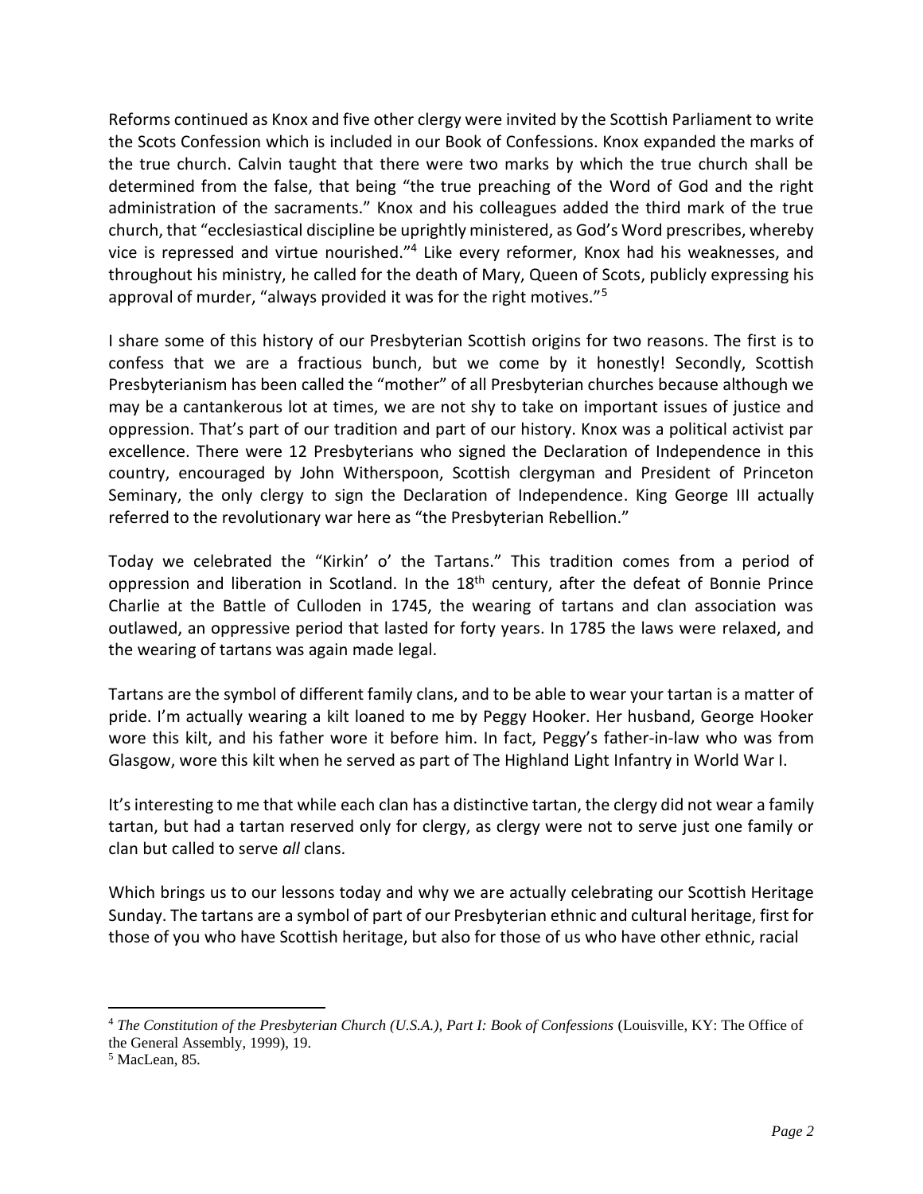Reforms continued as Knox and five other clergy were invited by the Scottish Parliament to write the Scots Confession which is included in our Book of Confessions. Knox expanded the marks of the true church. Calvin taught that there were two marks by which the true church shall be determined from the false, that being "the true preaching of the Word of God and the right administration of the sacraments." Knox and his colleagues added the third mark of the true church, that "ecclesiastical discipline be uprightly ministered, as God's Word prescribes, whereby vice is repressed and virtue nourished."[4] Like every reformer, Knox had his weaknesses, and throughout his ministry, he called for the death of Mary, Queen of Scots, publicly expressing his approval of murder, "always provided it was for the right motives."[5]

I share some of this history of our Presbyterian Scottish origins for two reasons. The first is to confess that we are a fractious bunch, but we come by it honestly! Secondly, Scottish Presbyterianism has been called the "mother" of all Presbyterian churches because although we may be a cantankerous lot at times, we are not shy to take on important issues of justice and oppression. That's part of our tradition and part of our history. Knox was a political activist par excellence. There were 12 Presbyterians who signed the Declaration of Independence in this country, encouraged by John Witherspoon, Scottish clergyman and President of Princeton Seminary, the only clergy to sign the Declaration of Independence. King George III actually referred to the revolutionary war here as "the Presbyterian Rebellion."

Today we celebrated the "Kirkin' o' the Tartans." This tradition comes from a period of oppression and liberation in Scotland. In the 18th century, after the defeat of Bonnie Prince Charlie at the Battle of Culloden in 1745, the wearing of tartans and clan association was outlawed, an oppressive period that lasted for forty years. In 1785 the laws were relaxed, and the wearing of tartans was again made legal.

Tartans are the symbol of different family clans, and to be able to wear your tartan is a matter of pride. I'm actually wearing a kilt loaned to me by Peggy Hooker. Her husband, George Hooker wore this kilt, and his father wore it before him. In fact, Peggy's father-in-law who was from Glasgow, wore this kilt when he served as part of The Highland Light Infantry in World War I.

It's interesting to me that while each clan has a distinctive tartan, the clergy did not wear a family tartan, but had a tartan reserved only for clergy, as clergy were not to serve just one family or clan but called to serve *all* clans.

Which brings us to our lessons today and why we are actually celebrating our Scottish Heritage Sunday. The tartans are a symbol of part of our Presbyterian ethnic and cultural heritage, first for those of you who have Scottish heritage, but also for those of us who have other ethnic, racial

---

[4] *The Constitution of the Presbyterian Church (U.S.A.), Part I: Book of Confessions* (Louisville, KY: The Office of the General Assembly, 1999), 19.

[5] MacLean, 85.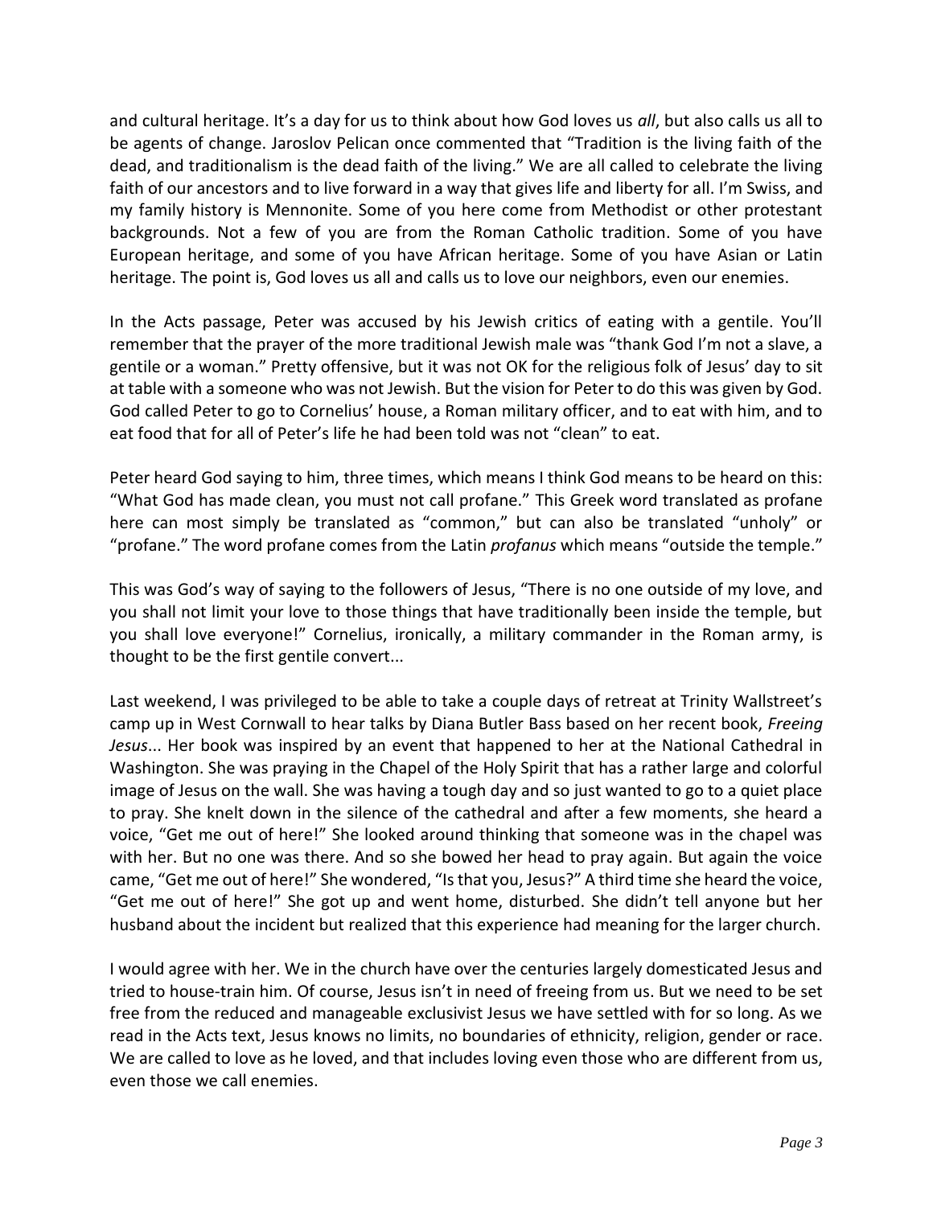and cultural heritage. It's a day for us to think about how God loves us *all*, but also calls us all to be agents of change. Jaroslov Pelican once commented that "Tradition is the living faith of the dead, and traditionalism is the dead faith of the living." We are all called to celebrate the living faith of our ancestors and to live forward in a way that gives life and liberty for all. I'm Swiss, and my family history is Mennonite. Some of you here come from Methodist or other protestant backgrounds. Not a few of you are from the Roman Catholic tradition. Some of you have European heritage, and some of you have African heritage. Some of you have Asian or Latin heritage. The point is, God loves us all and calls us to love our neighbors, even our enemies.

In the Acts passage, Peter was accused by his Jewish critics of eating with a gentile. You'll remember that the prayer of the more traditional Jewish male was "thank God I'm not a slave, a gentile or a woman." Pretty offensive, but it was not OK for the religious folk of Jesus' day to sit at table with a someone who was not Jewish. But the vision for Peter to do this was given by God. God called Peter to go to Cornelius' house, a Roman military officer, and to eat with him, and to eat food that for all of Peter's life he had been told was not "clean" to eat.

Peter heard God saying to him, three times, which means I think God means to be heard on this: "What God has made clean, you must not call profane." This Greek word translated as profane here can most simply be translated as "common," but can also be translated "unholy" or "profane." The word profane comes from the Latin *profanus* which means "outside the temple."

This was God's way of saying to the followers of Jesus, "There is no one outside of my love, and you shall not limit your love to those things that have traditionally been inside the temple, but you shall love everyone!" Cornelius, ironically, a military commander in the Roman army, is thought to be the first gentile convert...

Last weekend, I was privileged to be able to take a couple days of retreat at Trinity Wallstreet's camp up in West Cornwall to hear talks by Diana Butler Bass based on her recent book, *Freeing Jesus*... Her book was inspired by an event that happened to her at the National Cathedral in Washington. She was praying in the Chapel of the Holy Spirit that has a rather large and colorful image of Jesus on the wall. She was having a tough day and so just wanted to go to a quiet place to pray. She knelt down in the silence of the cathedral and after a few moments, she heard a voice, "Get me out of here!" She looked around thinking that someone was in the chapel was with her. But no one was there. And so she bowed her head to pray again. But again the voice came, "Get me out of here!" She wondered, "Is that you, Jesus?" A third time she heard the voice, "Get me out of here!" She got up and went home, disturbed. She didn't tell anyone but her husband about the incident but realized that this experience had meaning for the larger church.

I would agree with her. We in the church have over the centuries largely domesticated Jesus and tried to house-train him. Of course, Jesus isn't in need of freeing from us. But we need to be set free from the reduced and manageable exclusivist Jesus we have settled with for so long. As we read in the Acts text, Jesus knows no limits, no boundaries of ethnicity, religion, gender or race. We are called to love as he loved, and that includes loving even those who are different from us, even those we call enemies.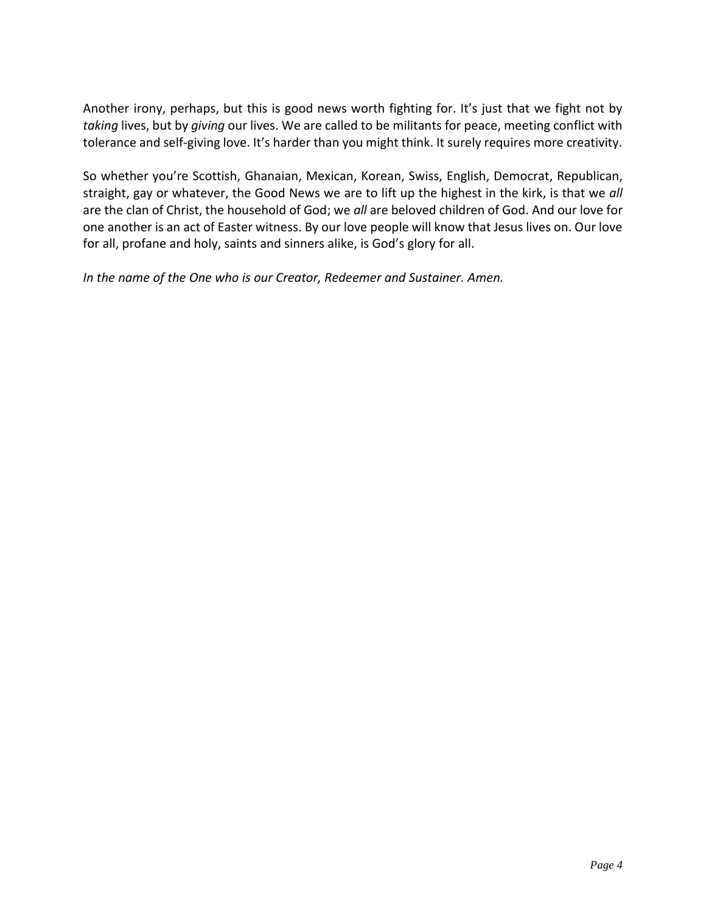Another irony, perhaps, but this is good news worth fighting for. It's just that we fight not by *taking* lives, but by *giving* our lives. We are called to be militants for peace, meeting conflict with tolerance and self-giving love. It's harder than you might think. It surely requires more creativity.

So whether you're Scottish, Ghanaian, Mexican, Korean, Swiss, English, Democrat, Republican, straight, gay or whatever, the Good News we are to lift up the highest in the kirk, is that we *all* are the clan of Christ, the household of God; we *all* are beloved children of God. And our love for one another is an act of Easter witness. By our love people will know that Jesus lives on. Our love for all, profane and holy, saints and sinners alike, is God's glory for all.

*In the name of the One who is our Creator, Redeemer and Sustainer. Amen.*